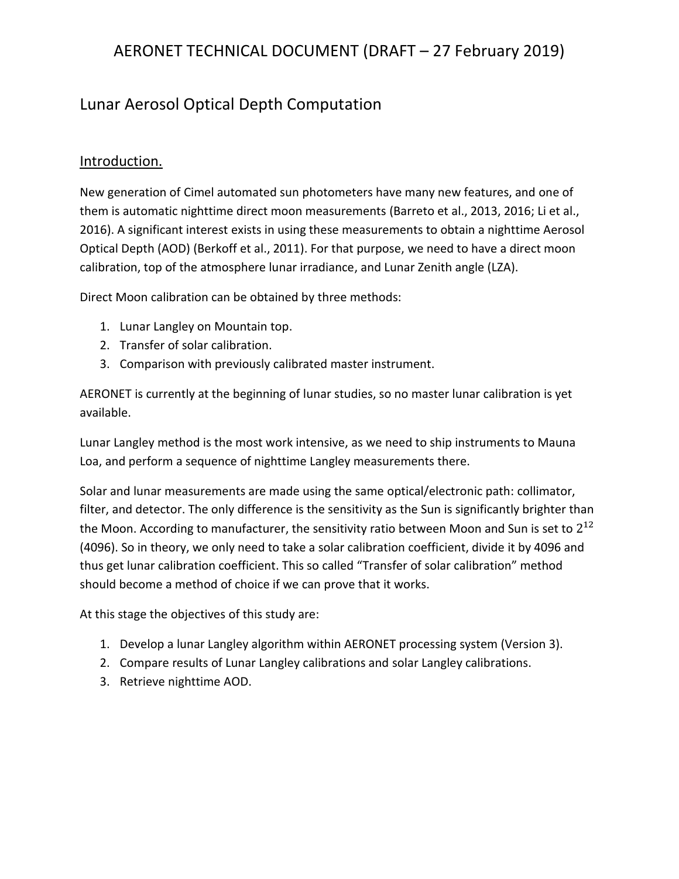# AERONET TECHNICAL DOCUMENT (DRAFT – 27 February 2019)

## Lunar Aerosol Optical Depth Computation

### Introduction.

New generation of Cimel automated sun photometers have many new features, and one of them is automatic nighttime direct moon measurements (Barreto et al., 2013, 2016; Li et al., 2016). A significant interest exists in using these measurements to obtain a nighttime Aerosol Optical Depth (AOD) (Berkoff et al., 2011). For that purpose, we need to have a direct moon calibration, top of the atmosphere lunar irradiance, and Lunar Zenith angle (LZA).

Direct Moon calibration can be obtained by three methods:

1. Lunar Langley on Mountain top.
2. Transfer of solar calibration.
3. Comparison with previously calibrated master instrument.

AERONET is currently at the beginning of lunar studies, so no master lunar calibration is yet available.

Lunar Langley method is the most work intensive, as we need to ship instruments to Mauna Loa, and perform a sequence of nighttime Langley measurements there.

Solar and lunar measurements are made using the same optical/electronic path: collimator, filter, and detector. The only difference is the sensitivity as the Sun is significantly brighter than the Moon. According to manufacturer, the sensitivity ratio between Moon and Sun is set to $2^{12}$ (4096). So in theory, we only need to take a solar calibration coefficient, divide it by 4096 and thus get lunar calibration coefficient. This so called "Transfer of solar calibration" method should become a method of choice if we can prove that it works.

At this stage the objectives of this study are:

1. Develop a lunar Langley algorithm within AERONET processing system (Version 3).
2. Compare results of Lunar Langley calibrations and solar Langley calibrations.
3. Retrieve nighttime AOD.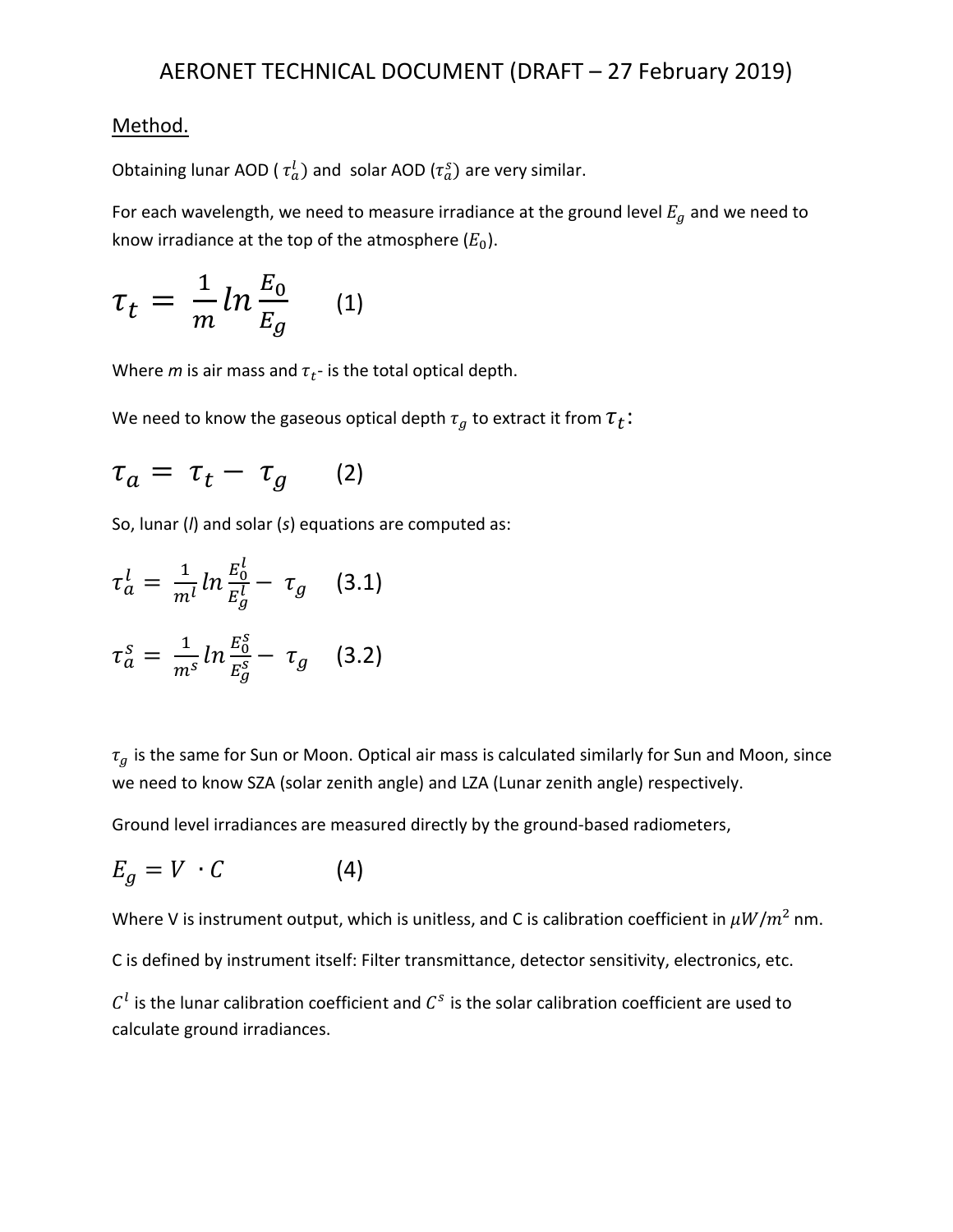## Method.

Obtaining lunar AOD ( $\tau_a^l$) and solar AOD ($\tau_a^s$) are very similar.

For each wavelength, we need to measure irradiance at the ground level $E_g$ and we need to know irradiance at the top of the atmosphere ($E_0$).

$$\tau_t = \frac{1}{m} ln \frac{E_0}{E_g} \qquad (1)$$

Where *m* is air mass and $\tau_t$- is the total optical depth.

We need to know the gaseous optical depth $\tau_g$ to extract it from $\tau_t$:

$$\tau_a = \tau_t - \tau_g \qquad (2)$$

So, lunar (*l*) and solar (*s*) equations are computed as:

$$\tau_a^l = \frac{1}{m^l} ln \frac{E_0^l}{E_g^l} - \tau_g \qquad (3.1)$$

$$\tau_a^s = \frac{1}{m^s} ln \frac{E_0^s}{E_g^s} - \tau_g \qquad (3.2)$$

$\tau_g$ is the same for Sun or Moon. Optical air mass is calculated similarly for Sun and Moon, since we need to know SZA (solar zenith angle) and LZA (Lunar zenith angle) respectively.

Ground level irradiances are measured directly by the ground-based radiometers,

$$E_g = V \cdot C \qquad (4)$$

Where V is instrument output, which is unitless, and C is calibration coefficient in $\mu W/m^2$ nm.

C is defined by instrument itself: Filter transmittance, detector sensitivity, electronics, etc.

$C^l$ is the lunar calibration coefficient and $C^s$ is the solar calibration coefficient are used to calculate ground irradiances.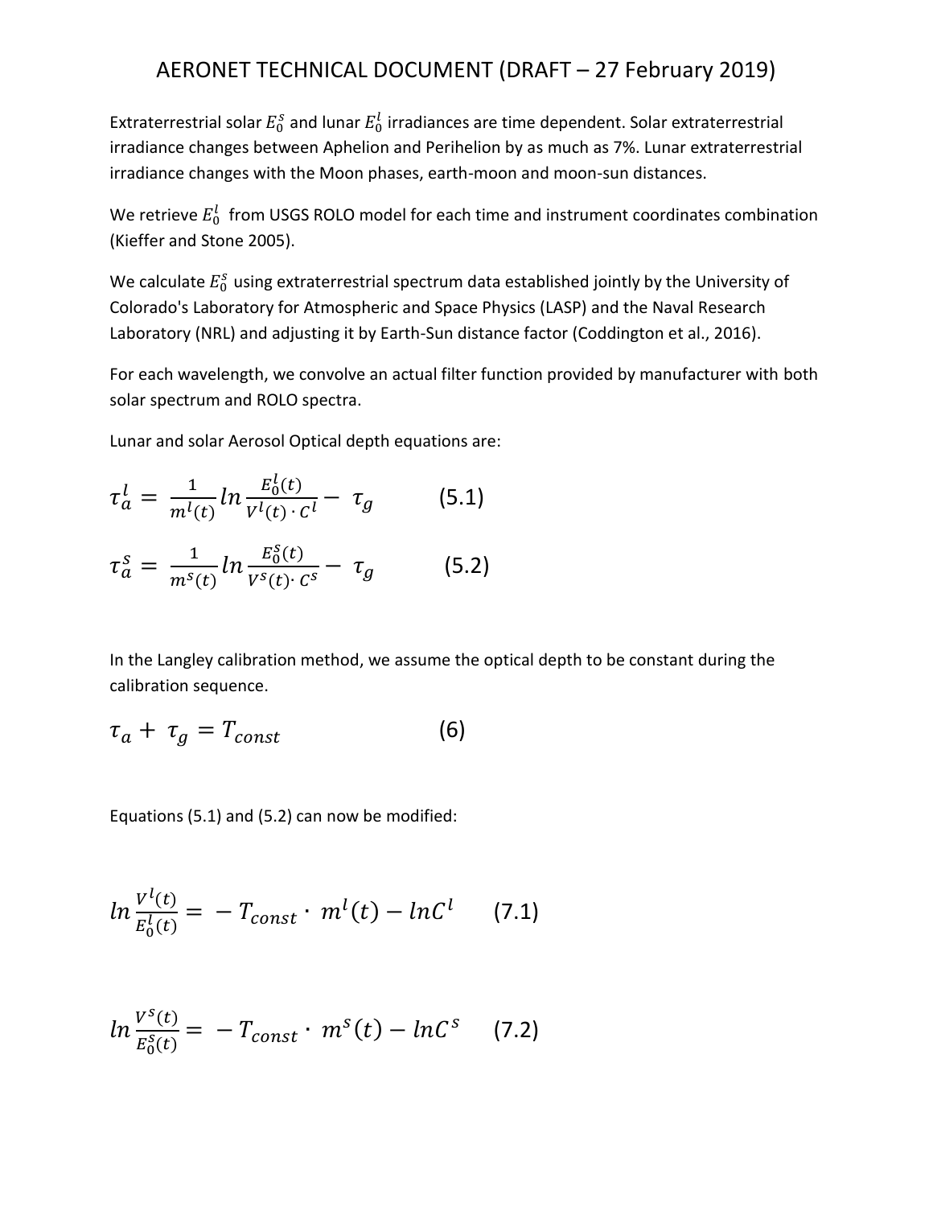Extraterrestrial solar $E_0^s$ and lunar $E_0^l$ irradiances are time dependent. Solar extraterrestrial irradiance changes between Aphelion and Perihelion by as much as 7%. Lunar extraterrestrial irradiance changes with the Moon phases, earth-moon and moon-sun distances.

We retrieve $E_0^l$ from USGS ROLO model for each time and instrument coordinates combination (Kieffer and Stone 2005).

We calculate $E_0^s$ using extraterrestrial spectrum data established jointly by the University of Colorado's Laboratory for Atmospheric and Space Physics (LASP) and the Naval Research Laboratory (NRL) and adjusting it by Earth-Sun distance factor (Coddington et al., 2016).

For each wavelength, we convolve an actual filter function provided by manufacturer with both solar spectrum and ROLO spectra.

Lunar and solar Aerosol Optical depth equations are:

$$\tau_a^l = \frac{1}{m^l(t)} ln \frac{E_0^l(t)}{V^l(t) \cdot C^l} - \tau_g \qquad (5.1)$$

$$\tau_a^s = \frac{1}{m^s(t)} ln \frac{E_0^s(t)}{V^s(t) \cdot C^s} - \tau_g \qquad (5.2)$$

In the Langley calibration method, we assume the optical depth to be constant during the calibration sequence.

$$\tau_a + \tau_g = T_{const} \qquad (6)$$

Equations (5.1) and (5.2) can now be modified:

$$ln \frac{V^l(t)}{E_0^l(t)} = -T_{const} \cdot m^l(t) - lnC^l \qquad (7.1)$$

$$ln \frac{V^s(t)}{E_0^s(t)} = -T_{const} \cdot m^s(t) - lnC^s \qquad (7.2)$$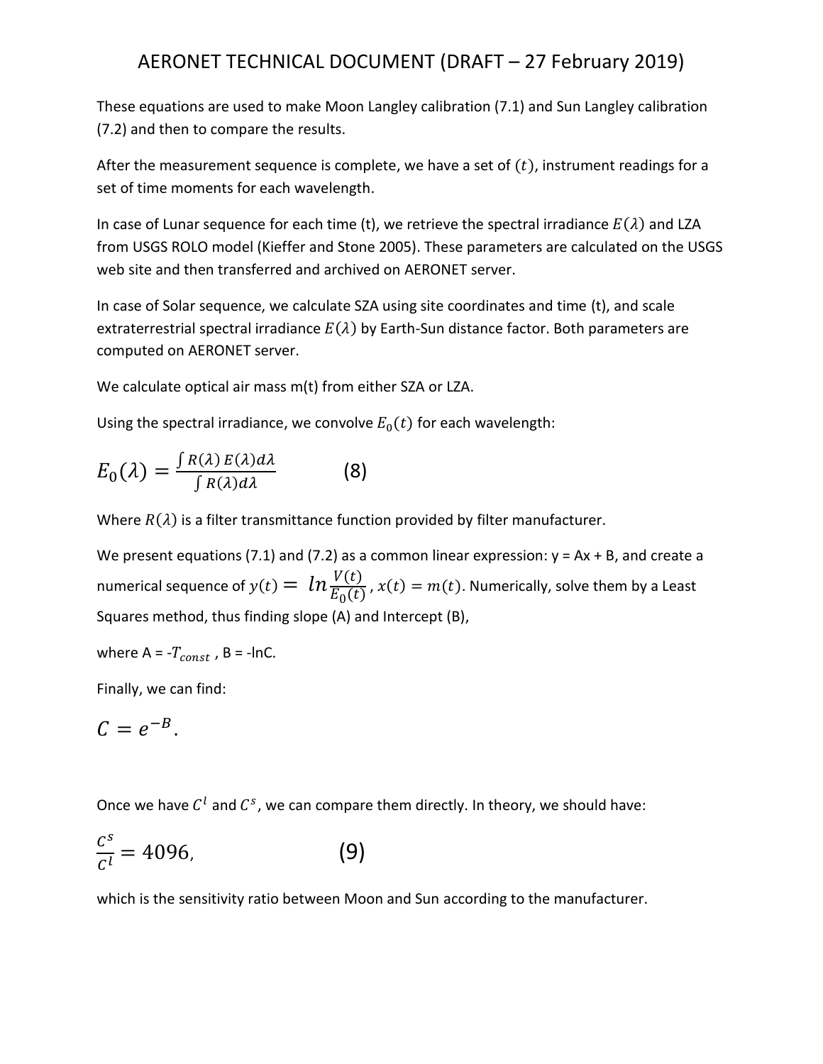These equations are used to make Moon Langley calibration (7.1) and Sun Langley calibration (7.2) and then to compare the results.

After the measurement sequence is complete, we have a set of $(t)$, instrument readings for a set of time moments for each wavelength.

In case of Lunar sequence for each time (t), we retrieve the spectral irradiance $E(\lambda)$ and LZA from USGS ROLO model (Kieffer and Stone 2005). These parameters are calculated on the USGS web site and then transferred and archived on AERONET server.

In case of Solar sequence, we calculate SZA using site coordinates and time (t), and scale extraterrestrial spectral irradiance $E(\lambda)$ by Earth-Sun distance factor. Both parameters are computed on AERONET server.

We calculate optical air mass m(t) from either SZA or LZA.

Using the spectral irradiance, we convolve $E_0(t)$ for each wavelength:

$$E_0(\lambda) = \frac{\int R(\lambda)\, E(\lambda) d\lambda}{\int R(\lambda) d\lambda} \qquad (8)$$

Where $R(\lambda)$ is a filter transmittance function provided by filter manufacturer.

We present equations (7.1) and (7.2) as a common linear expression: y = Ax + B, and create a numerical sequence of $y(t) = \ln \frac{V(t)}{E_0(t)}$, $x(t) = m(t)$. Numerically, solve them by a Least Squares method, thus finding slope (A) and Intercept (B),

where A = -$T_{const}$ , B = -lnC.

Finally, we can find:

$$C = e^{-B}.$$

Once we have $C^l$ and $C^s$, we can compare them directly. In theory, we should have:

$$\frac{C^s}{C^l} = 4096, \qquad (9)$$

which is the sensitivity ratio between Moon and Sun according to the manufacturer.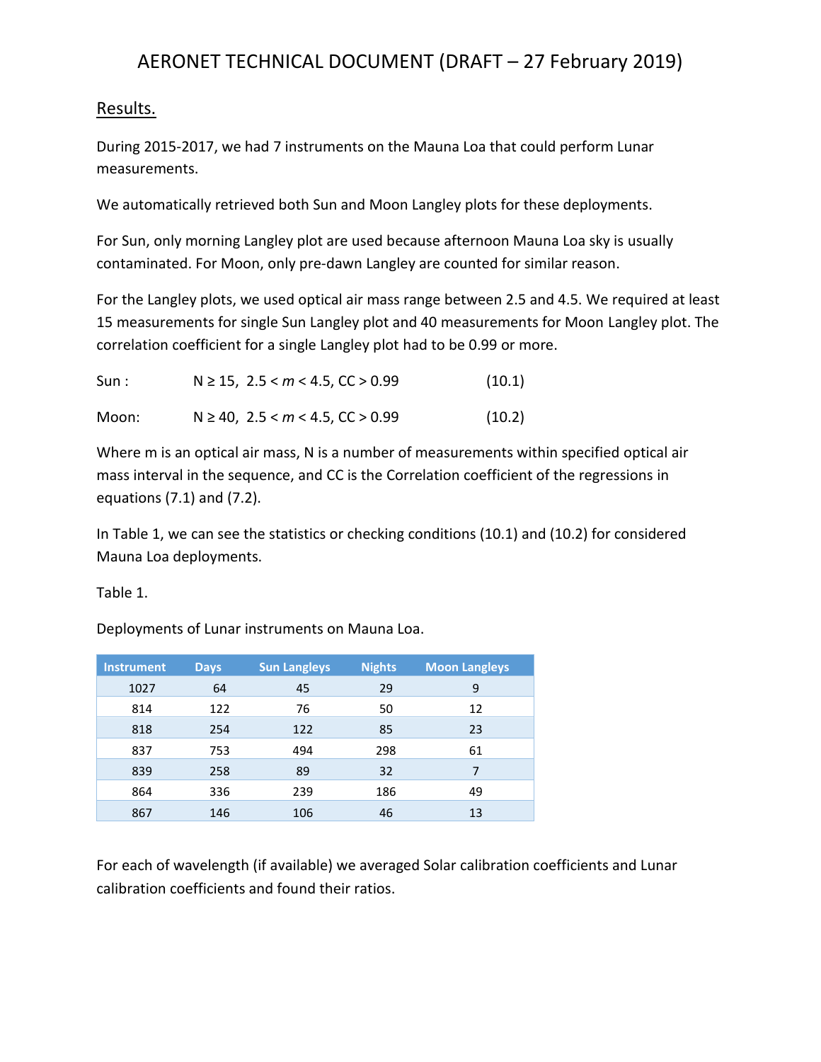## Results.

During 2015-2017, we had 7 instruments on the Mauna Loa that could perform Lunar measurements.

We automatically retrieved both Sun and Moon Langley plots for these deployments.

For Sun, only morning Langley plot are used because afternoon Mauna Loa sky is usually contaminated. For Moon, only pre-dawn Langley are counted for similar reason.

For the Langley plots, we used optical air mass range between 2.5 and 4.5. We required at least 15 measurements for single Sun Langley plot and 40 measurements for Moon Langley plot. The correlation coefficient for a single Langley plot had to be 0.99 or more.

$$\text{Sun:} \quad N \geq 15,\ 2.5 < m < 4.5,\ CC > 0.99 \qquad (10.1)$$

$$\text{Moon:} \quad N \geq 40,\ 2.5 < m < 4.5,\ CC > 0.99 \qquad (10.2)$$

Where m is an optical air mass, N is a number of measurements within specified optical air mass interval in the sequence, and CC is the Correlation coefficient of the regressions in equations (7.1) and (7.2).

In Table 1, we can see the statistics or checking conditions (10.1) and (10.2) for considered Mauna Loa deployments.

Table 1.

Deployments of Lunar instruments on Mauna Loa.

| Instrument | Days | Sun Langleys | Nights | Moon Langleys |
|---|---|---|---|---|
| 1027 | 64 | 45 | 29 | 9 |
| 814 | 122 | 76 | 50 | 12 |
| 818 | 254 | 122 | 85 | 23 |
| 837 | 753 | 494 | 298 | 61 |
| 839 | 258 | 89 | 32 | 7 |
| 864 | 336 | 239 | 186 | 49 |
| 867 | 146 | 106 | 46 | 13 |

For each of wavelength (if available) we averaged Solar calibration coefficients and Lunar calibration coefficients and found their ratios.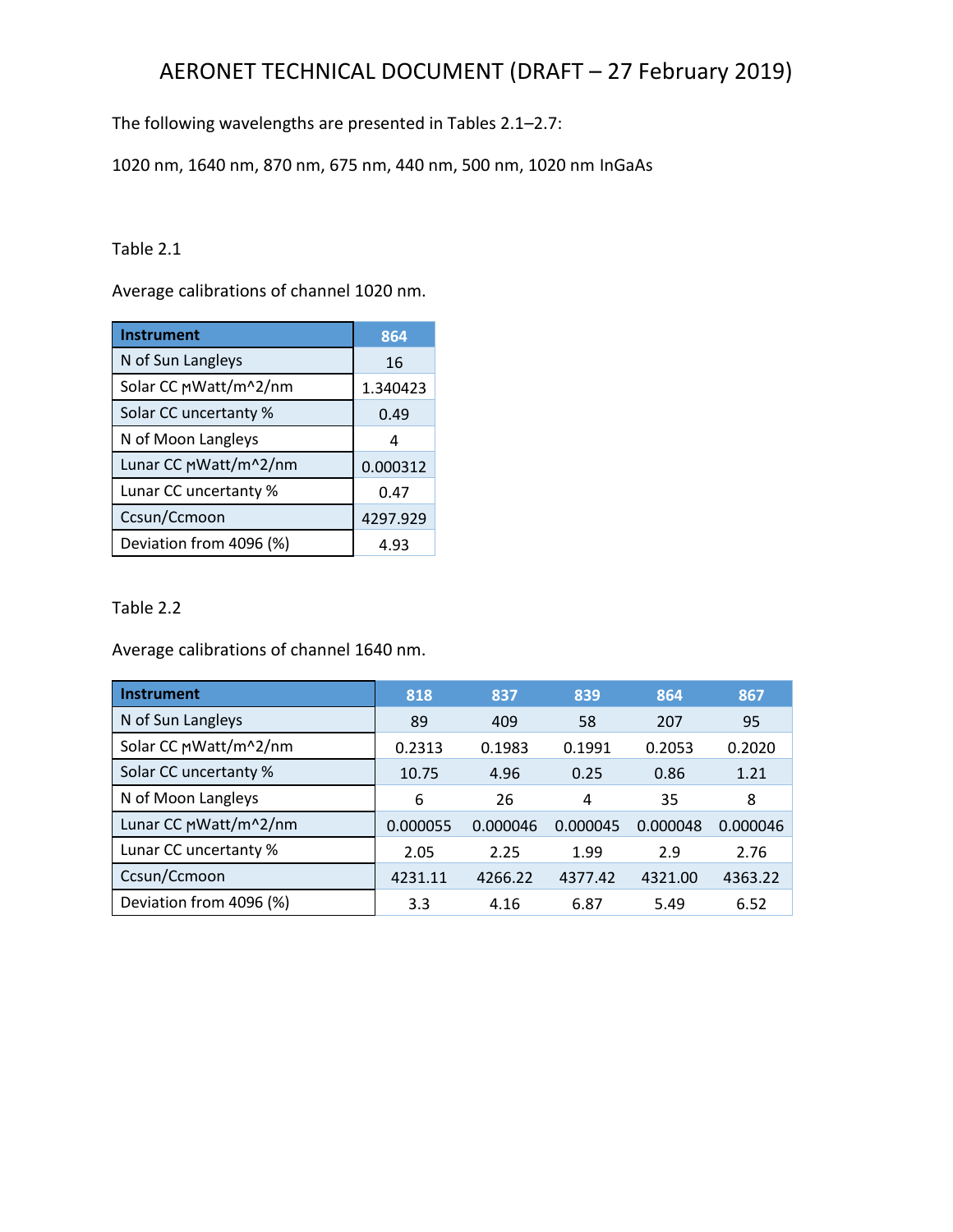The following wavelengths are presented in Tables 2.1–2.7:

1020 nm, 1640 nm, 870 nm, 675 nm, 440 nm, 500 nm, 1020 nm InGaAs

Table 2.1

Average calibrations of channel 1020 nm.

| Instrument | 864 |
|---|---|
| N of Sun Langleys | 16 |
| Solar CC µWatt/m^2/nm | 1.340423 |
| Solar CC uncertanty % | 0.49 |
| N of Moon Langleys | 4 |
| Lunar CC µWatt/m^2/nm | 0.000312 |
| Lunar CC uncertanty % | 0.47 |
| Ccsun/Ccmoon | 4297.929 |
| Deviation from 4096 (%) | 4.93 |

Table 2.2

Average calibrations of channel 1640 nm.

| Instrument | 818 | 837 | 839 | 864 | 867 |
|---|---|---|---|---|---|
| N of Sun Langleys | 89 | 409 | 58 | 207 | 95 |
| Solar CC µWatt/m^2/nm | 0.2313 | 0.1983 | 0.1991 | 0.2053 | 0.2020 |
| Solar CC uncertanty % | 10.75 | 4.96 | 0.25 | 0.86 | 1.21 |
| N of Moon Langleys | 6 | 26 | 4 | 35 | 8 |
| Lunar CC µWatt/m^2/nm | 0.000055 | 0.000046 | 0.000045 | 0.000048 | 0.000046 |
| Lunar CC uncertanty % | 2.05 | 2.25 | 1.99 | 2.9 | 2.76 |
| Ccsun/Ccmoon | 4231.11 | 4266.22 | 4377.42 | 4321.00 | 4363.22 |
| Deviation from 4096 (%) | 3.3 | 4.16 | 6.87 | 5.49 | 6.52 |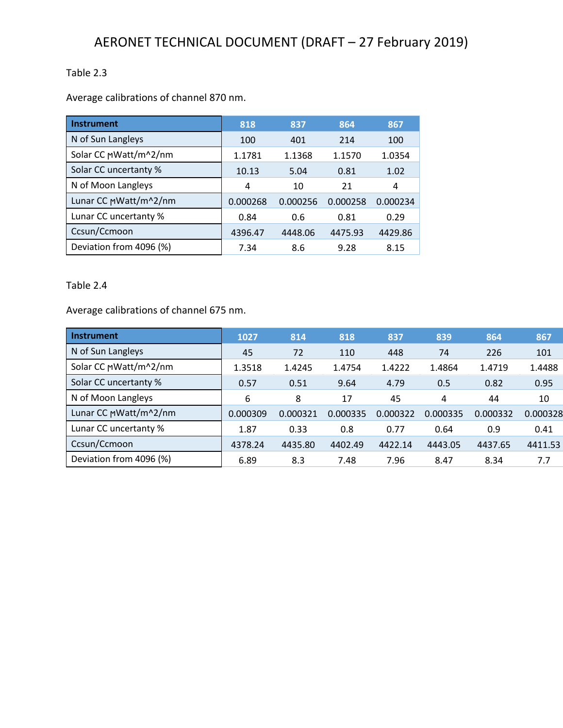Table 2.3

Average calibrations of channel 870 nm.

| Instrument | 818 | 837 | 864 | 867 |
|---|---|---|---|---|
| N of Sun Langleys | 100 | 401 | 214 | 100 |
| Solar CC µWatt/m^2/nm | 1.1781 | 1.1368 | 1.1570 | 1.0354 |
| Solar CC uncertanty % | 10.13 | 5.04 | 0.81 | 1.02 |
| N of Moon Langleys | 4 | 10 | 21 | 4 |
| Lunar CC µWatt/m^2/nm | 0.000268 | 0.000256 | 0.000258 | 0.000234 |
| Lunar CC uncertanty % | 0.84 | 0.6 | 0.81 | 0.29 |
| Ccsun/Ccmoon | 4396.47 | 4448.06 | 4475.93 | 4429.86 |
| Deviation from 4096 (%) | 7.34 | 8.6 | 9.28 | 8.15 |

Table 2.4

Average calibrations of channel 675 nm.

| Instrument | 1027 | 814 | 818 | 837 | 839 | 864 | 867 |
|---|---|---|---|---|---|---|---|
| N of Sun Langleys | 45 | 72 | 110 | 448 | 74 | 226 | 101 |
| Solar CC µWatt/m^2/nm | 1.3518 | 1.4245 | 1.4754 | 1.4222 | 1.4864 | 1.4719 | 1.4488 |
| Solar CC uncertanty % | 0.57 | 0.51 | 9.64 | 4.79 | 0.5 | 0.82 | 0.95 |
| N of Moon Langleys | 6 | 8 | 17 | 45 | 4 | 44 | 10 |
| Lunar CC µWatt/m^2/nm | 0.000309 | 0.000321 | 0.000335 | 0.000322 | 0.000335 | 0.000332 | 0.000328 |
| Lunar CC uncertanty % | 1.87 | 0.33 | 0.8 | 0.77 | 0.64 | 0.9 | 0.41 |
| Ccsun/Ccmoon | 4378.24 | 4435.80 | 4402.49 | 4422.14 | 4443.05 | 4437.65 | 4411.53 |
| Deviation from 4096 (%) | 6.89 | 8.3 | 7.48 | 7.96 | 8.47 | 8.34 | 7.7 |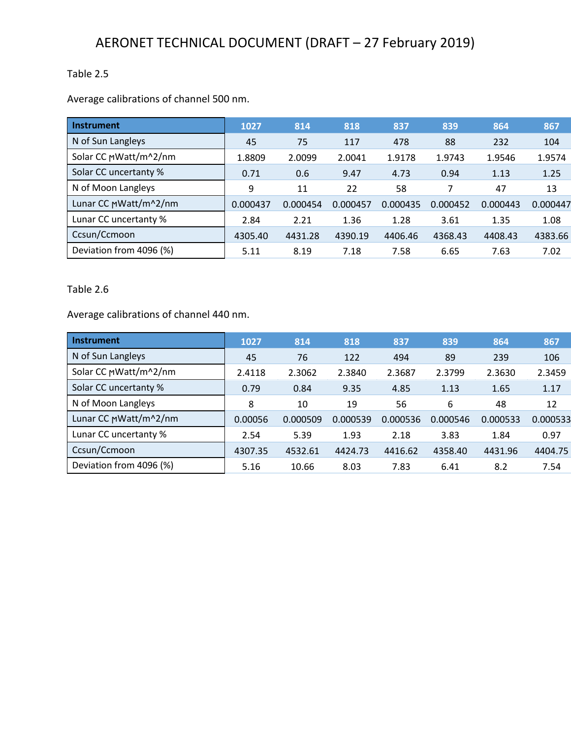Table 2.5

Average calibrations of channel 500 nm.

| Instrument | 1027 | 814 | 818 | 837 | 839 | 864 | 867 |
|---|---|---|---|---|---|---|---|
| N of Sun Langleys | 45 | 75 | 117 | 478 | 88 | 232 | 104 |
| Solar CC ɱWatt/m^2/nm | 1.8809 | 2.0099 | 2.0041 | 1.9178 | 1.9743 | 1.9546 | 1.9574 |
| Solar CC uncertanty % | 0.71 | 0.6 | 9.47 | 4.73 | 0.94 | 1.13 | 1.25 |
| N of Moon Langleys | 9 | 11 | 22 | 58 | 7 | 47 | 13 |
| Lunar CC ɱWatt/m^2/nm | 0.000437 | 0.000454 | 0.000457 | 0.000435 | 0.000452 | 0.000443 | 0.000447 |
| Lunar CC uncertanty % | 2.84 | 2.21 | 1.36 | 1.28 | 3.61 | 1.35 | 1.08 |
| Ccsun/Ccmoon | 4305.40 | 4431.28 | 4390.19 | 4406.46 | 4368.43 | 4408.43 | 4383.66 |
| Deviation from 4096 (%) | 5.11 | 8.19 | 7.18 | 7.58 | 6.65 | 7.63 | 7.02 |

Table 2.6

Average calibrations of channel 440 nm.

| Instrument | 1027 | 814 | 818 | 837 | 839 | 864 | 867 |
|---|---|---|---|---|---|---|---|
| N of Sun Langleys | 45 | 76 | 122 | 494 | 89 | 239 | 106 |
| Solar CC ɱWatt/m^2/nm | 2.4118 | 2.3062 | 2.3840 | 2.3687 | 2.3799 | 2.3630 | 2.3459 |
| Solar CC uncertanty % | 0.79 | 0.84 | 9.35 | 4.85 | 1.13 | 1.65 | 1.17 |
| N of Moon Langleys | 8 | 10 | 19 | 56 | 6 | 48 | 12 |
| Lunar CC ɱWatt/m^2/nm | 0.00056 | 0.000509 | 0.000539 | 0.000536 | 0.000546 | 0.000533 | 0.000533 |
| Lunar CC uncertanty % | 2.54 | 5.39 | 1.93 | 2.18 | 3.83 | 1.84 | 0.97 |
| Ccsun/Ccmoon | 4307.35 | 4532.61 | 4424.73 | 4416.62 | 4358.40 | 4431.96 | 4404.75 |
| Deviation from 4096 (%) | 5.16 | 10.66 | 8.03 | 7.83 | 6.41 | 8.2 | 7.54 |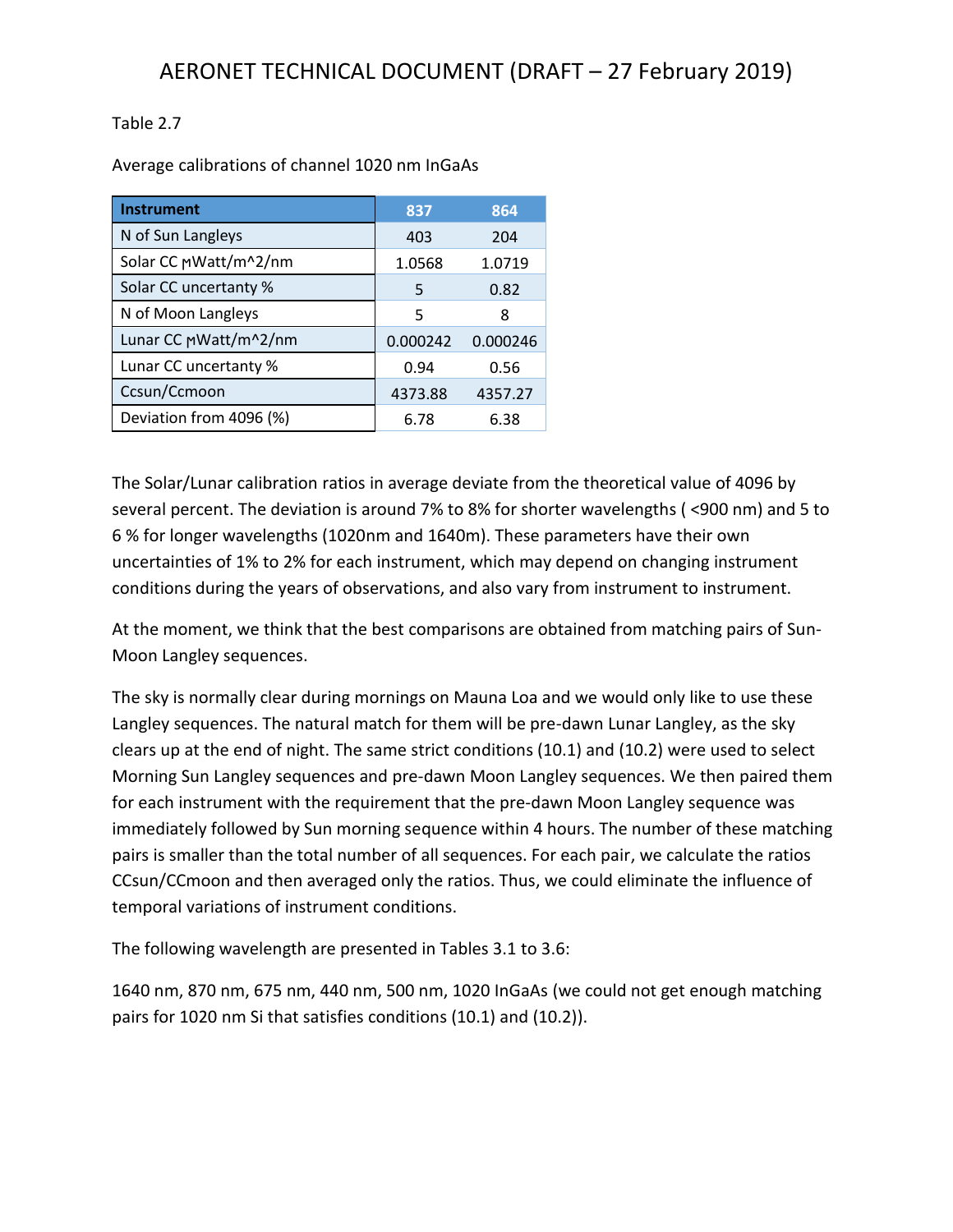Table 2.7

Average calibrations of channel 1020 nm InGaAs

| Instrument | 837 | 864 |
|---|---|---|
| N of Sun Langleys | 403 | 204 |
| Solar CC ɱWatt/m^2/nm | 1.0568 | 1.0719 |
| Solar CC uncertanty % | 5 | 0.82 |
| N of Moon Langleys | 5 | 8 |
| Lunar CC ɱWatt/m^2/nm | 0.000242 | 0.000246 |
| Lunar CC uncertanty % | 0.94 | 0.56 |
| Ccsun/Ccmoon | 4373.88 | 4357.27 |
| Deviation from 4096 (%) | 6.78 | 6.38 |

The Solar/Lunar calibration ratios in average deviate from the theoretical value of 4096 by several percent. The deviation is around 7% to 8% for shorter wavelengths ( <900 nm) and 5 to 6 % for longer wavelengths (1020nm and 1640m). These parameters have their own uncertainties of 1% to 2% for each instrument, which may depend on changing instrument conditions during the years of observations, and also vary from instrument to instrument.

At the moment, we think that the best comparisons are obtained from matching pairs of Sun-Moon Langley sequences.

The sky is normally clear during mornings on Mauna Loa and we would only like to use these Langley sequences. The natural match for them will be pre-dawn Lunar Langley, as the sky clears up at the end of night. The same strict conditions (10.1) and (10.2) were used to select Morning Sun Langley sequences and pre-dawn Moon Langley sequences. We then paired them for each instrument with the requirement that the pre-dawn Moon Langley sequence was immediately followed by Sun morning sequence within 4 hours. The number of these matching pairs is smaller than the total number of all sequences. For each pair, we calculate the ratios CCsun/CCmoon and then averaged only the ratios. Thus, we could eliminate the influence of temporal variations of instrument conditions.

The following wavelength are presented in Tables 3.1 to 3.6:

1640 nm, 870 nm, 675 nm, 440 nm, 500 nm, 1020 InGaAs (we could not get enough matching pairs for 1020 nm Si that satisfies conditions (10.1) and (10.2)).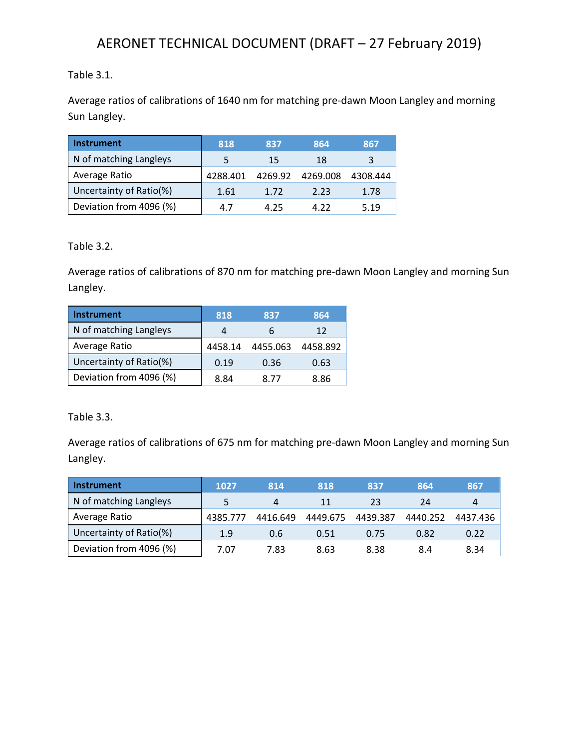Table 3.1.

Average ratios of calibrations of 1640 nm for matching pre-dawn Moon Langley and morning Sun Langley.

| Instrument | 818 | 837 | 864 | 867 |
|---|---|---|---|---|
| N of matching Langleys | 5 | 15 | 18 | 3 |
| Average Ratio | 4288.401 | 4269.92 | 4269.008 | 4308.444 |
| Uncertainty of Ratio(%) | 1.61 | 1.72 | 2.23 | 1.78 |
| Deviation from 4096 (%) | 4.7 | 4.25 | 4.22 | 5.19 |

Table 3.2.

Average ratios of calibrations of 870 nm for matching pre-dawn Moon Langley and morning Sun Langley.

| Instrument | 818 | 837 | 864 |
|---|---|---|---|
| N of matching Langleys | 4 | 6 | 12 |
| Average Ratio | 4458.14 | 4455.063 | 4458.892 |
| Uncertainty of Ratio(%) | 0.19 | 0.36 | 0.63 |
| Deviation from 4096 (%) | 8.84 | 8.77 | 8.86 |

Table 3.3.

Average ratios of calibrations of 675 nm for matching pre-dawn Moon Langley and morning Sun Langley.

| Instrument | 1027 | 814 | 818 | 837 | 864 | 867 |
|---|---|---|---|---|---|---|
| N of matching Langleys | 5 | 4 | 11 | 23 | 24 | 4 |
| Average Ratio | 4385.777 | 4416.649 | 4449.675 | 4439.387 | 4440.252 | 4437.436 |
| Uncertainty of Ratio(%) | 1.9 | 0.6 | 0.51 | 0.75 | 0.82 | 0.22 |
| Deviation from 4096 (%) | 7.07 | 7.83 | 8.63 | 8.38 | 8.4 | 8.34 |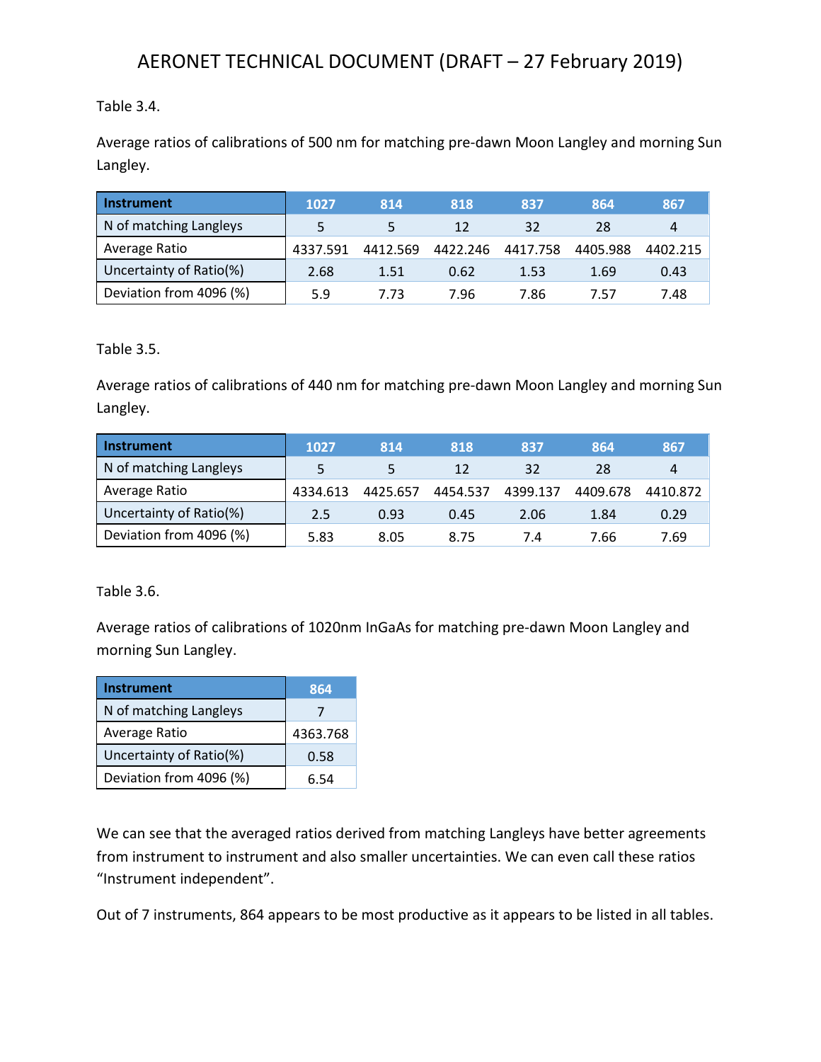Table 3.4.

Average ratios of calibrations of 500 nm for matching pre-dawn Moon Langley and morning Sun Langley.

| Instrument | 1027 | 814 | 818 | 837 | 864 | 867 |
|---|---|---|---|---|---|---|
| N of matching Langleys | 5 | 5 | 12 | 32 | 28 | 4 |
| Average Ratio | 4337.591 | 4412.569 | 4422.246 | 4417.758 | 4405.988 | 4402.215 |
| Uncertainty of Ratio(%) | 2.68 | 1.51 | 0.62 | 1.53 | 1.69 | 0.43 |
| Deviation from 4096 (%) | 5.9 | 7.73 | 7.96 | 7.86 | 7.57 | 7.48 |

Table 3.5.

Average ratios of calibrations of 440 nm for matching pre-dawn Moon Langley and morning Sun Langley.

| Instrument | 1027 | 814 | 818 | 837 | 864 | 867 |
|---|---|---|---|---|---|---|
| N of matching Langleys | 5 | 5 | 12 | 32 | 28 | 4 |
| Average Ratio | 4334.613 | 4425.657 | 4454.537 | 4399.137 | 4409.678 | 4410.872 |
| Uncertainty of Ratio(%) | 2.5 | 0.93 | 0.45 | 2.06 | 1.84 | 0.29 |
| Deviation from 4096 (%) | 5.83 | 8.05 | 8.75 | 7.4 | 7.66 | 7.69 |

Table 3.6.

Average ratios of calibrations of 1020nm InGaAs for matching pre-dawn Moon Langley and morning Sun Langley.

| Instrument | 864 |
|---|---|
| N of matching Langleys | 7 |
| Average Ratio | 4363.768 |
| Uncertainty of Ratio(%) | 0.58 |
| Deviation from 4096 (%) | 6.54 |

We can see that the averaged ratios derived from matching Langleys have better agreements from instrument to instrument and also smaller uncertainties. We can even call these ratios "Instrument independent".

Out of 7 instruments, 864 appears to be most productive as it appears to be listed in all tables.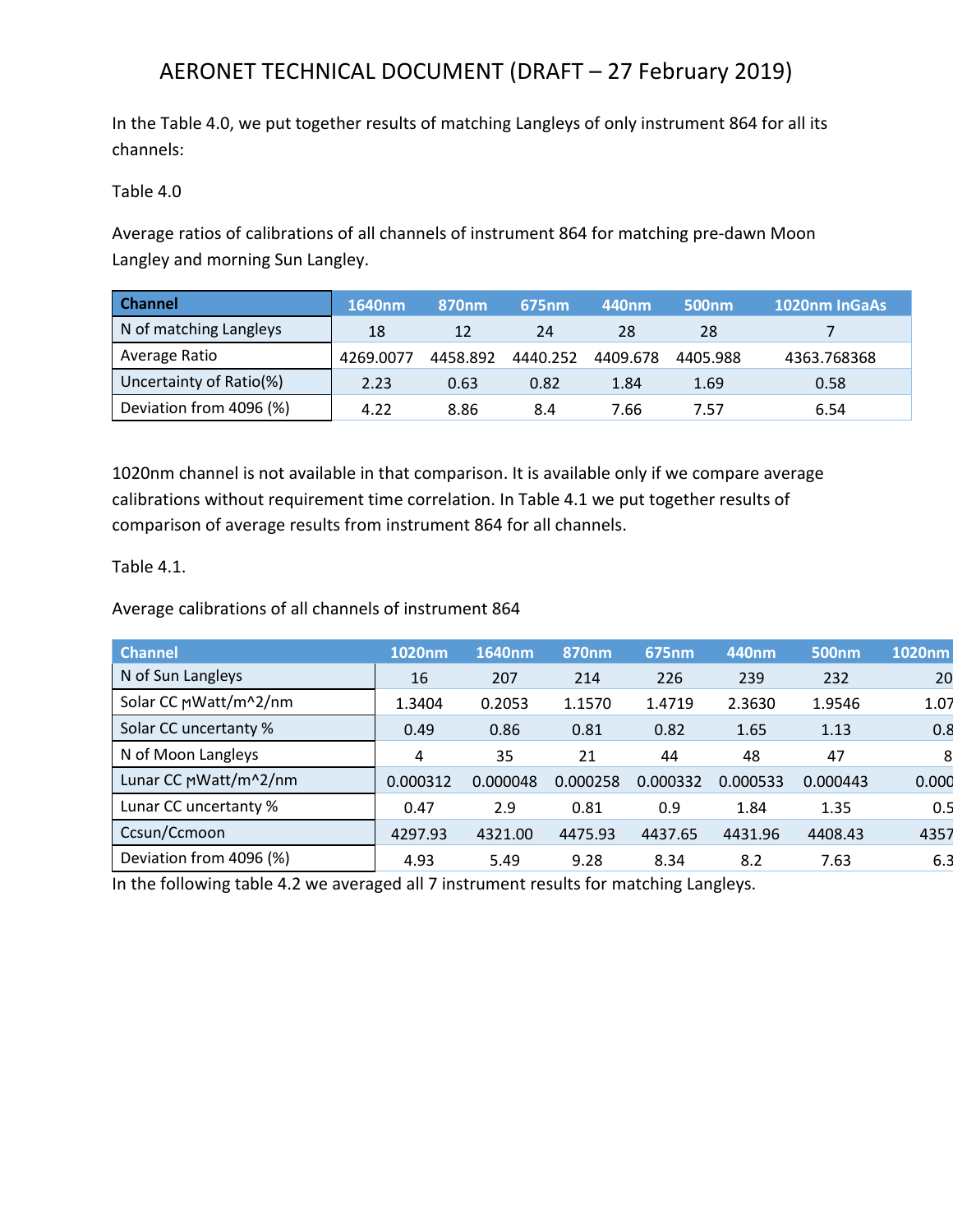In the Table 4.0, we put together results of matching Langleys of only instrument 864 for all its channels:

Table 4.0

Average ratios of calibrations of all channels of instrument 864 for matching pre-dawn Moon Langley and morning Sun Langley.

| Channel | 1640nm | 870nm | 675nm | 440nm | 500nm | 1020nm InGaAs |
|---|---|---|---|---|---|---|
| N of matching Langleys | 18 | 12 | 24 | 28 | 28 | 7 |
| Average Ratio | 4269.0077 | 4458.892 | 4440.252 | 4409.678 | 4405.988 | 4363.768368 |
| Uncertainty of Ratio(%) | 2.23 | 0.63 | 0.82 | 1.84 | 1.69 | 0.58 |
| Deviation from 4096 (%) | 4.22 | 8.86 | 8.4 | 7.66 | 7.57 | 6.54 |

1020nm channel is not available in that comparison. It is available only if we compare average calibrations without requirement time correlation. In Table 4.1 we put together results of comparison of average results from instrument 864 for all channels.

Table 4.1.

Average calibrations of all channels of instrument 864

| Channel | 1020nm | 1640nm | 870nm | 675nm | 440nm | 500nm | 1020nm |
|---|---|---|---|---|---|---|---|
| N of Sun Langleys | 16 | 207 | 214 | 226 | 239 | 232 | 20 |
| Solar CC ɰWatt/m^2/nm | 1.3404 | 0.2053 | 1.1570 | 1.4719 | 2.3630 | 1.9546 | 1.07 |
| Solar CC uncertainty % | 0.49 | 0.86 | 0.81 | 0.82 | 1.65 | 1.13 | 0.8 |
| N of Moon Langleys | 4 | 35 | 21 | 44 | 48 | 47 | 8 |
| Lunar CC ɰWatt/m^2/nm | 0.000312 | 0.000048 | 0.000258 | 0.000332 | 0.000533 | 0.000443 | 0.000 |
| Lunar CC uncertanty % | 0.47 | 2.9 | 0.81 | 0.9 | 1.84 | 1.35 | 0.5 |
| Ccsun/Ccmoon | 4297.93 | 4321.00 | 4475.93 | 4437.65 | 4431.96 | 4408.43 | 4357 |
| Deviation from 4096 (%) | 4.93 | 5.49 | 9.28 | 8.34 | 8.2 | 7.63 | 6.3 |

In the following table 4.2 we averaged all 7 instrument results for matching Langleys.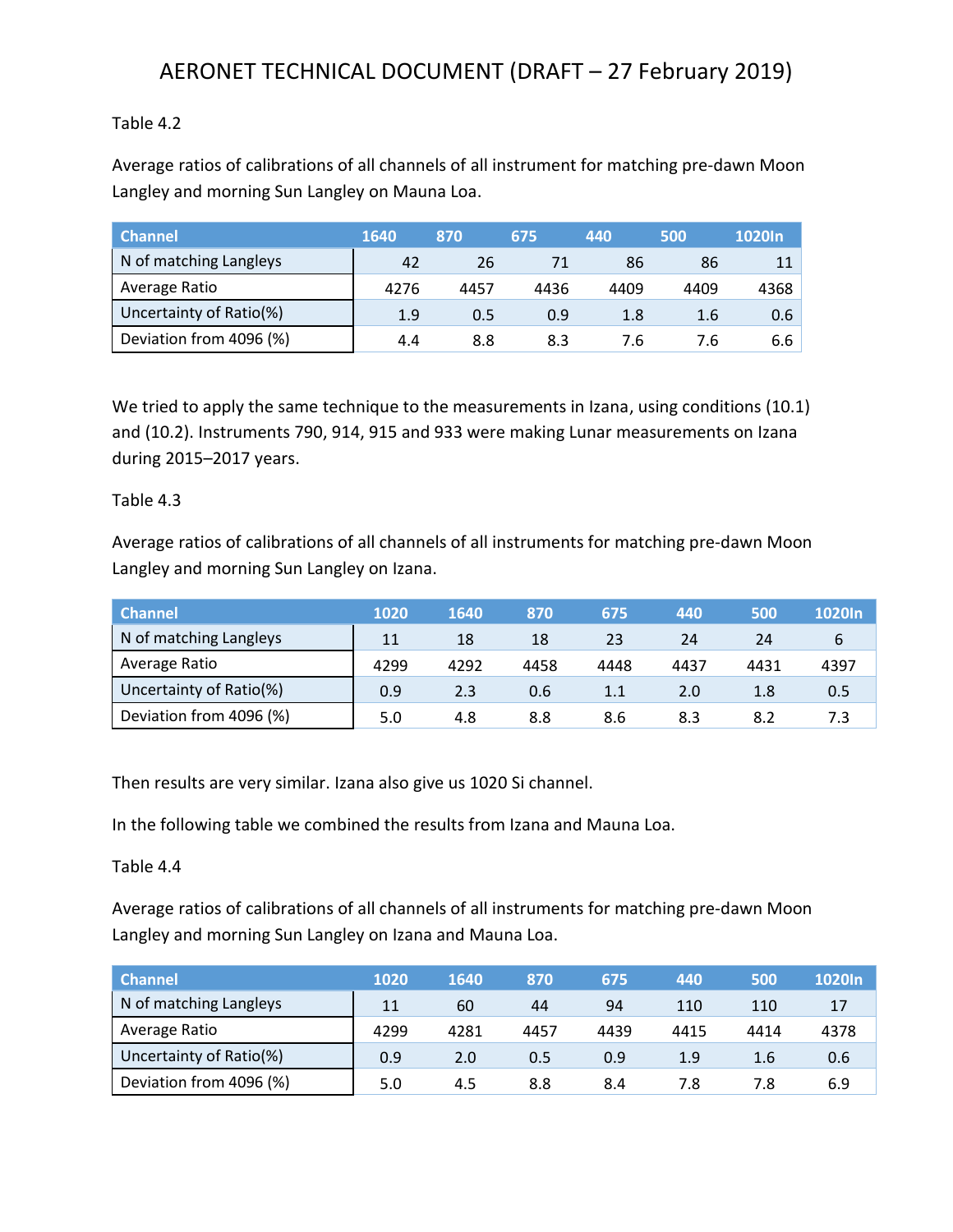Table 4.2

Average ratios of calibrations of all channels of all instrument for matching pre-dawn Moon Langley and morning Sun Langley on Mauna Loa.

| Channel | 1640 | 870 | 675 | 440 | 500 | 1020In |
|---|---|---|---|---|---|---|
| N of matching Langleys | 42 | 26 | 71 | 86 | 86 | 11 |
| Average Ratio | 4276 | 4457 | 4436 | 4409 | 4409 | 4368 |
| Uncertainty of Ratio(%) | 1.9 | 0.5 | 0.9 | 1.8 | 1.6 | 0.6 |
| Deviation from 4096 (%) | 4.4 | 8.8 | 8.3 | 7.6 | 7.6 | 6.6 |

We tried to apply the same technique to the measurements in Izana, using conditions (10.1) and (10.2). Instruments 790, 914, 915 and 933 were making Lunar measurements on Izana during 2015–2017 years.

Table 4.3

Average ratios of calibrations of all channels of all instruments for matching pre-dawn Moon Langley and morning Sun Langley on Izana.

| Channel | 1020 | 1640 | 870 | 675 | 440 | 500 | 1020In |
|---|---|---|---|---|---|---|---|
| N of matching Langleys | 11 | 18 | 18 | 23 | 24 | 24 | 6 |
| Average Ratio | 4299 | 4292 | 4458 | 4448 | 4437 | 4431 | 4397 |
| Uncertainty of Ratio(%) | 0.9 | 2.3 | 0.6 | 1.1 | 2.0 | 1.8 | 0.5 |
| Deviation from 4096 (%) | 5.0 | 4.8 | 8.8 | 8.6 | 8.3 | 8.2 | 7.3 |

Then results are very similar. Izana also give us 1020 Si channel.

In the following table we combined the results from Izana and Mauna Loa.

Table 4.4

Average ratios of calibrations of all channels of all instruments for matching pre-dawn Moon Langley and morning Sun Langley on Izana and Mauna Loa.

| Channel | 1020 | 1640 | 870 | 675 | 440 | 500 | 1020In |
|---|---|---|---|---|---|---|---|
| N of matching Langleys | 11 | 60 | 44 | 94 | 110 | 110 | 17 |
| Average Ratio | 4299 | 4281 | 4457 | 4439 | 4415 | 4414 | 4378 |
| Uncertainty of Ratio(%) | 0.9 | 2.0 | 0.5 | 0.9 | 1.9 | 1.6 | 0.6 |
| Deviation from 4096 (%) | 5.0 | 4.5 | 8.8 | 8.4 | 7.8 | 7.8 | 6.9 |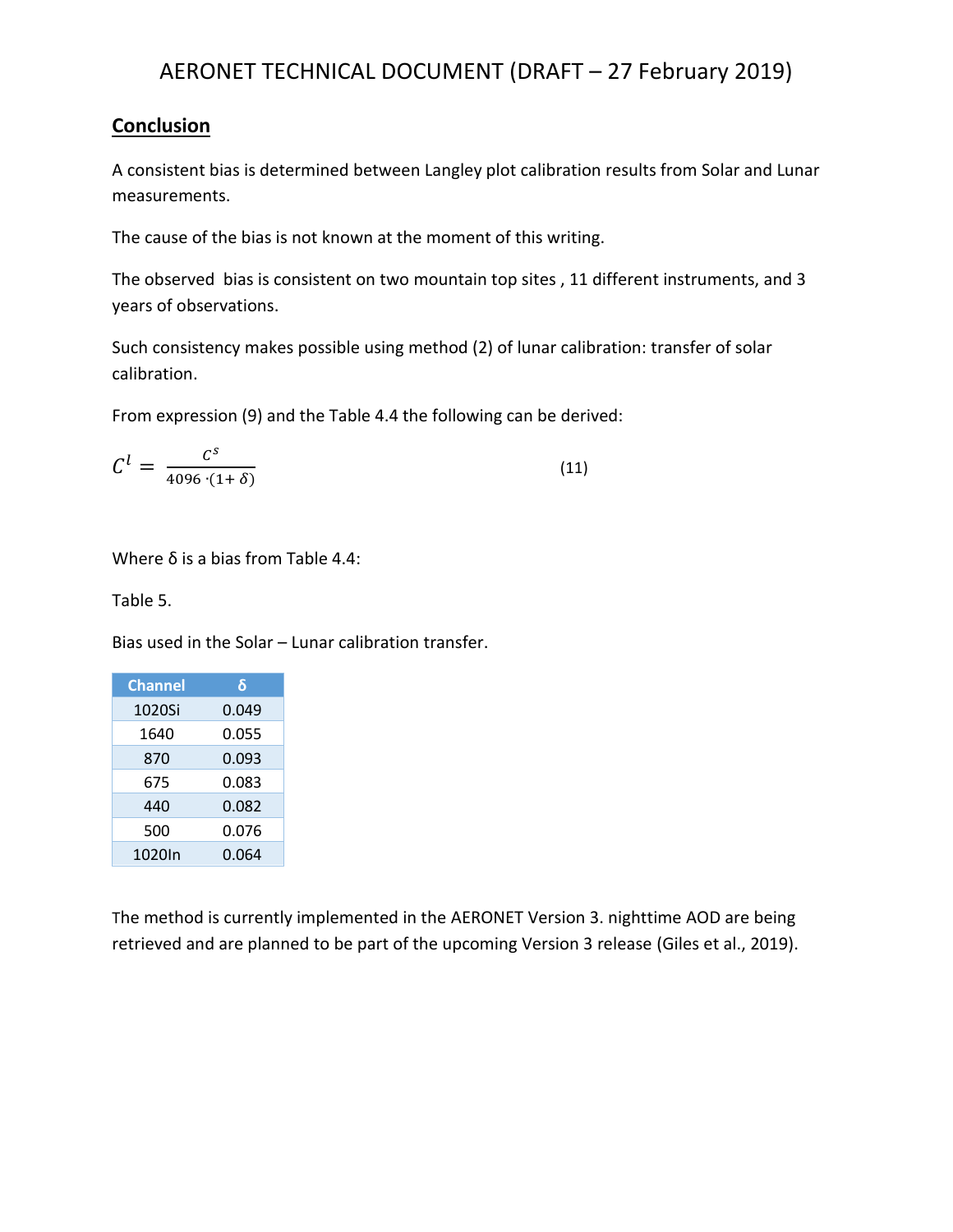## Conclusion

A consistent bias is determined between Langley plot calibration results from Solar and Lunar measurements.

The cause of the bias is not known at the moment of this writing.

The observed  bias is consistent on two mountain top sites , 11 different instruments, and 3 years of observations.

Such consistency makes possible using method (2) of lunar calibration: transfer of solar calibration.

From expression (9) and the Table 4.4 the following can be derived:

$$C^l = \frac{C^s}{4096 \cdot (1+\delta)} \tag{11}$$

Where δ is a bias from Table 4.4:

Table 5.

Bias used in the Solar – Lunar calibration transfer.

| Channel | δ |
|---|---|
| 1020Si | 0.049 |
| 1640 | 0.055 |
| 870 | 0.093 |
| 675 | 0.083 |
| 440 | 0.082 |
| 500 | 0.076 |
| 1020In | 0.064 |

The method is currently implemented in the AERONET Version 3. nighttime AOD are being retrieved and are planned to be part of the upcoming Version 3 release (Giles et al., 2019).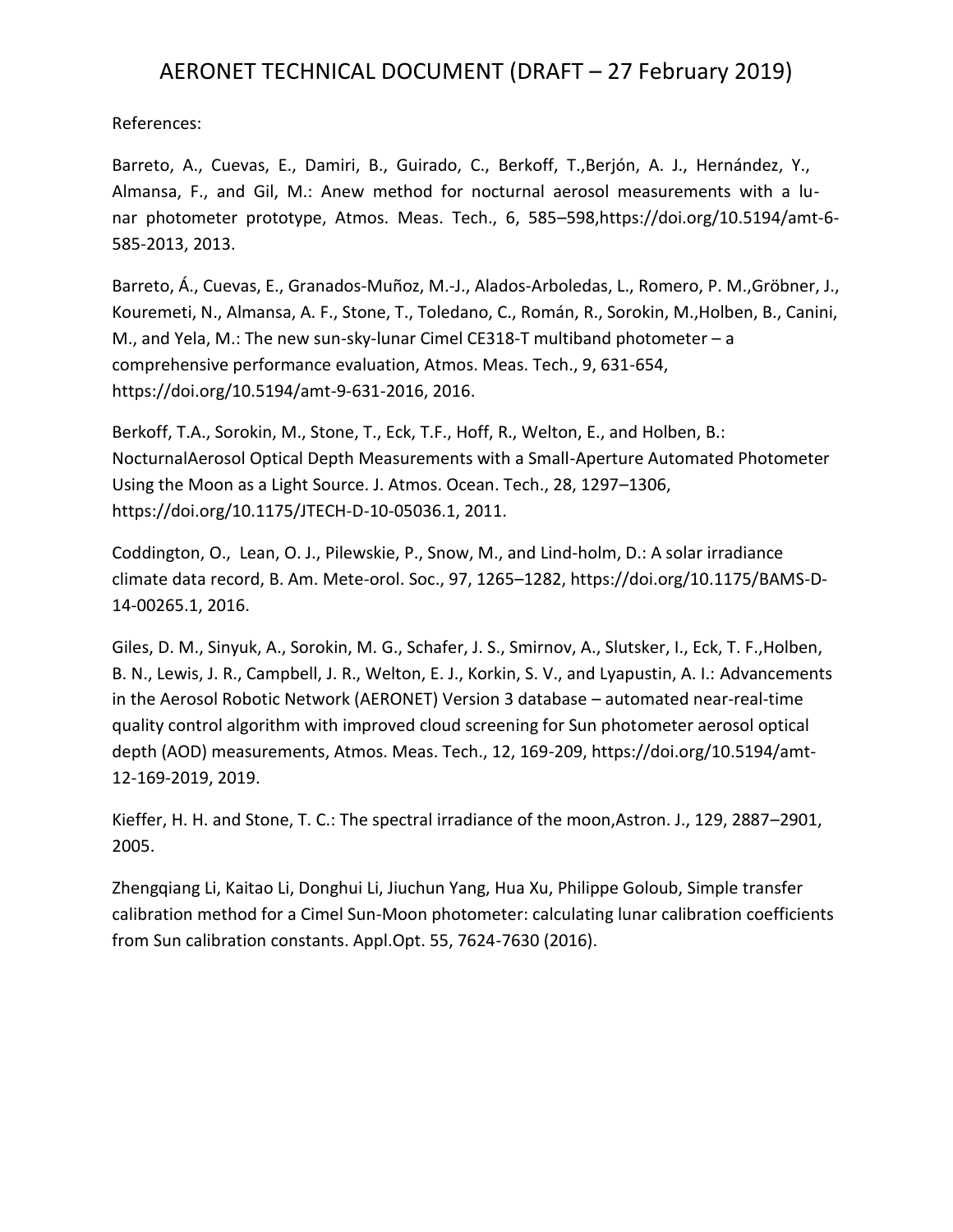References:

Barreto, A., Cuevas, E., Damiri, B., Guirado, C., Berkoff, T.,Berjón, A. J., Hernández, Y., Almansa, F., and Gil, M.: Anew method for nocturnal aerosol measurements with a lu-nar photometer prototype, Atmos. Meas. Tech., 6, 585–598,https://doi.org/10.5194/amt-6-585-2013, 2013.

Barreto, Á., Cuevas, E., Granados-Muñoz, M.-J., Alados-Arboledas, L., Romero, P. M.,Gröbner, J., Kouremeti, N., Almansa, A. F., Stone, T., Toledano, C., Román, R., Sorokin, M.,Holben, B., Canini, M., and Yela, M.: The new sun-sky-lunar Cimel CE318-T multiband photometer – a comprehensive performance evaluation, Atmos. Meas. Tech., 9, 631-654, https://doi.org/10.5194/amt-9-631-2016, 2016.

Berkoff, T.A., Sorokin, M., Stone, T., Eck, T.F., Hoff, R., Welton, E., and Holben, B.: NocturnalAerosol Optical Depth Measurements with a Small-Aperture Automated Photometer Using the Moon as a Light Source. J. Atmos. Ocean. Tech., 28, 1297–1306, https://doi.org/10.1175/JTECH-D-10-05036.1, 2011.

Coddington, O., Lean, O. J., Pilewskie, P., Snow, M., and Lind-holm, D.: A solar irradiance climate data record, B. Am. Mete-orol. Soc., 97, 1265–1282, https://doi.org/10.1175/BAMS-D-14-00265.1, 2016.

Giles, D. M., Sinyuk, A., Sorokin, M. G., Schafer, J. S., Smirnov, A., Slutsker, I., Eck, T. F.,Holben, B. N., Lewis, J. R., Campbell, J. R., Welton, E. J., Korkin, S. V., and Lyapustin, A. I.: Advancements in the Aerosol Robotic Network (AERONET) Version 3 database – automated near-real-time quality control algorithm with improved cloud screening for Sun photometer aerosol optical depth (AOD) measurements, Atmos. Meas. Tech., 12, 169-209, https://doi.org/10.5194/amt-12-169-2019, 2019.

Kieffer, H. H. and Stone, T. C.: The spectral irradiance of the moon,Astron. J., 129, 2887–2901, 2005.

Zhengqiang Li, Kaitao Li, Donghui Li, Jiuchun Yang, Hua Xu, Philippe Goloub, Simple transfer calibration method for a Cimel Sun-Moon photometer: calculating lunar calibration coefficients from Sun calibration constants. Appl.Opt. 55, 7624-7630 (2016).